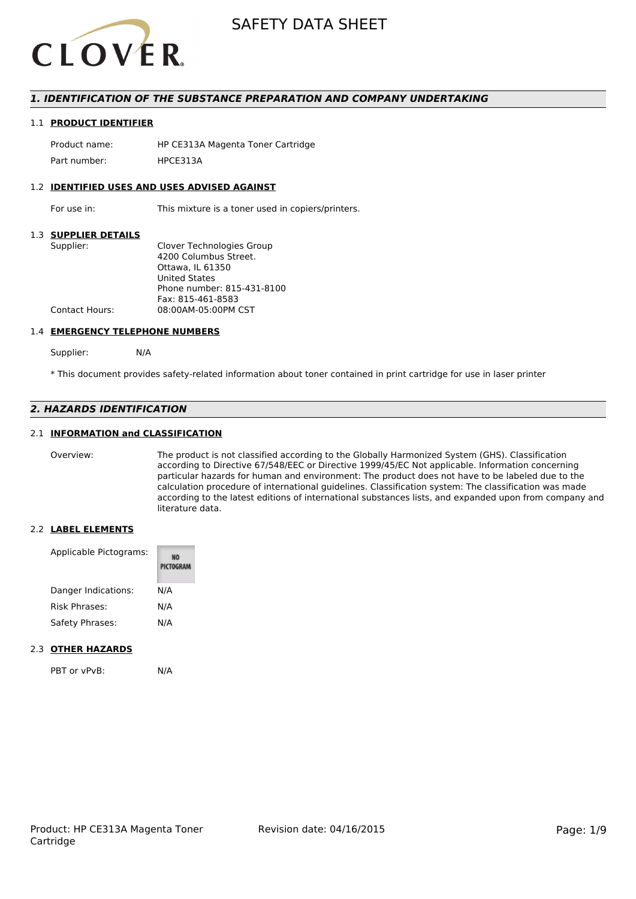# SAFETY DATA SHEET

## *1. IDENTIFICATION OF THE SUBSTANCE PREPARATION AND COMPANY UNDERTAKING*

### 1.1 PRODUCT IDENTIFIER

| | |
|---|---|
| Product name: | HP CE313A Magenta Toner Cartridge |
| Part number: | HPCE313A |

### 1.2 IDENTIFIED USES AND USES ADVISED AGAINST

| | |
|---|---|
| For use in: | This mixture is a toner used in copiers/printers. |

### 1.3 SUPPLIER DETAILS

| | |
|---|---|
| Supplier: | Clover Technologies Group<br>4200 Columbus Street.<br>Ottawa, IL 61350<br>United States<br>Phone number: 815-431-8100<br>Fax: 815-461-8583 |
| Contact Hours: | 08:00AM-05:00PM CST |

### 1.4 EMERGENCY TELEPHONE NUMBERS

Supplier: N/A

* This document provides safety-related information about toner contained in print cartridge for use in laser printer

## *2. HAZARDS IDENTIFICATION*

### 2.1 INFORMATION and CLASSIFICATION

Overview: The product is not classified according to the Globally Harmonized System (GHS). Classification according to Directive 67/548/EEC or Directive 1999/45/EC Not applicable. Information concerning particular hazards for human and environment: The product does not have to be labeled due to the calculation procedure of international guidelines. Classification system: The classification was made according to the latest editions of international substances lists, and expanded upon from company and literature data.

### 2.2 LABEL ELEMENTS

| | |
|---|---|
| Applicable Pictograms: | NO PICTOGRAM |
| Danger Indications: | N/A |
| Risk Phrases: | N/A |
| Safety Phrases: | N/A |

### 2.3 OTHER HAZARDS

PBT or vPvB: N/A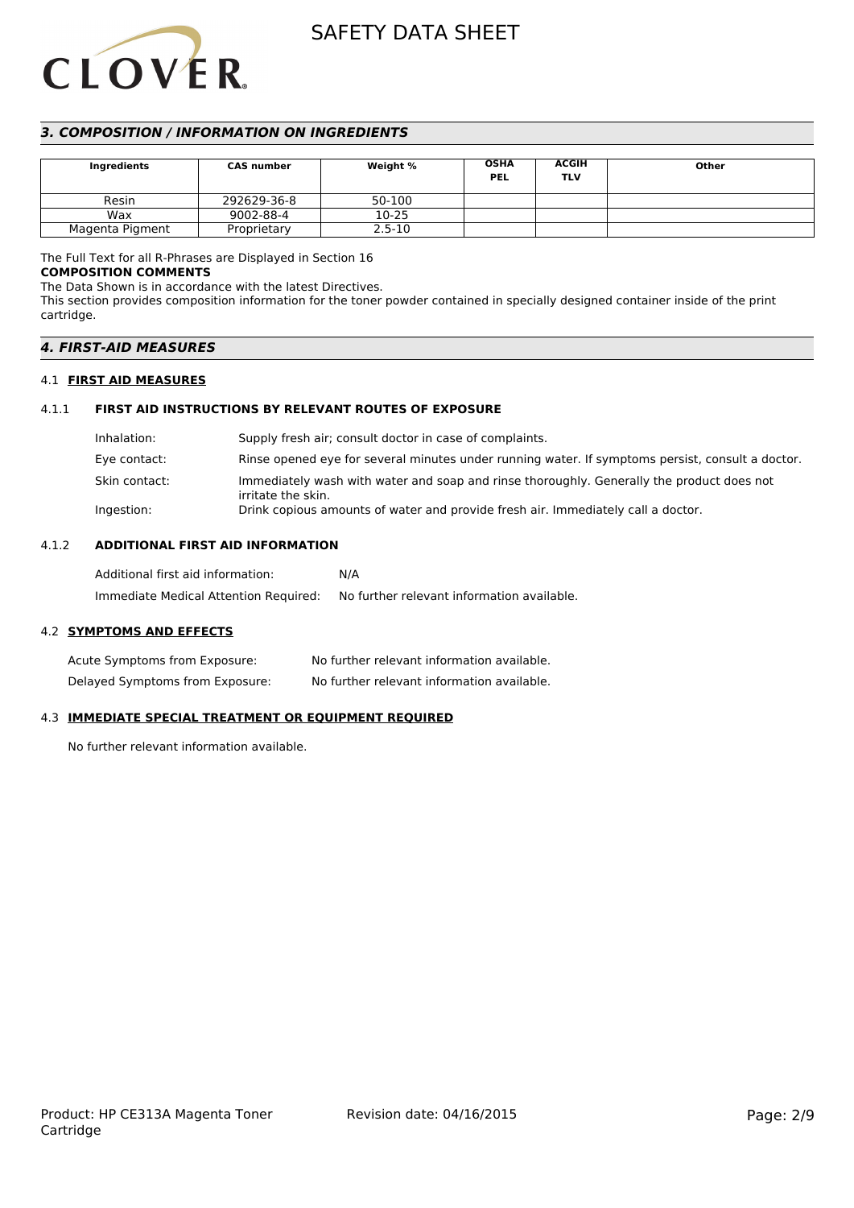## *3. COMPOSITION / INFORMATION ON INGREDIENTS*

| Ingredients | CAS number | Weight % | OSHA PEL | ACGIH TLV | Other |
| --- | --- | --- | --- | --- | --- |
| Resin | 292629-36-8 | 50-100 | | | |
| Wax | 9002-88-4 | 10-25 | | | |
| Magenta Pigment | Proprietary | 2.5-10 | | | |

The Full Text for all R-Phrases are Displayed in Section 16

**COMPOSITION COMMENTS**

The Data Shown is in accordance with the latest Directives.

This section provides composition information for the toner powder contained in specially designed container inside of the print cartridge.

## *4. FIRST-AID MEASURES*

### 4.1 **FIRST AID MEASURES**

#### 4.1.1 **FIRST AID INSTRUCTIONS BY RELEVANT ROUTES OF EXPOSURE**

Inhalation: Supply fresh air; consult doctor in case of complaints.

Eye contact: Rinse opened eye for several minutes under running water. If symptoms persist, consult a doctor.

Skin contact: Immediately wash with water and soap and rinse thoroughly. Generally the product does not irritate the skin.

Ingestion: Drink copious amounts of water and provide fresh air. Immediately call a doctor.

#### 4.1.2 **ADDITIONAL FIRST AID INFORMATION**

Additional first aid information: N/A

Immediate Medical Attention Required: No further relevant information available.

### 4.2 **SYMPTOMS AND EFFECTS**

Acute Symptoms from Exposure: No further relevant information available.

Delayed Symptoms from Exposure: No further relevant information available.

### 4.3 **IMMEDIATE SPECIAL TREATMENT OR EQUIPMENT REQUIRED**

No further relevant information available.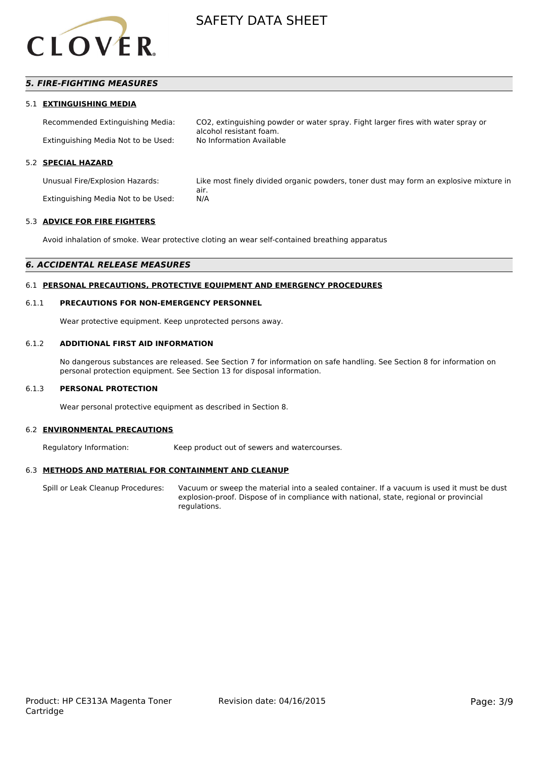## *5. FIRE-FIGHTING MEASURES*

### 5.1 EXTINGUISHING MEDIA

| | |
|---|---|
| Recommended Extinguishing Media: | $CO_2$, extinguishing powder or water spray. Fight larger fires with water spray or alcohol resistant foam. |
| Extinguishing Media Not to be Used: | No Information Available |

### 5.2 SPECIAL HAZARD

| | |
|---|---|
| Unusual Fire/Explosion Hazards: | Like most finely divided organic powders, toner dust may form an explosive mixture in air. |
| Extinguishing Media Not to be Used: | N/A |

### 5.3 ADVICE FOR FIRE FIGHTERS

Avoid inhalation of smoke. Wear protective cloting an wear self-contained breathing apparatus

## *6. ACCIDENTAL RELEASE MEASURES*

### 6.1 PERSONAL PRECAUTIONS, PROTECTIVE EQUIPMENT AND EMERGENCY PROCEDURES

#### 6.1.1 PRECAUTIONS FOR NON-EMERGENCY PERSONNEL

Wear protective equipment. Keep unprotected persons away.

#### 6.1.2 ADDITIONAL FIRST AID INFORMATION

No dangerous substances are released. See Section 7 for information on safe handling. See Section 8 for information on personal protection equipment. See Section 13 for disposal information.

#### 6.1.3 PERSONAL PROTECTION

Wear personal protective equipment as described in Section 8.

### 6.2 ENVIRONMENTAL PRECAUTIONS

Regulatory Information: Keep product out of sewers and watercourses.

### 6.3 METHODS AND MATERIAL FOR CONTAINMENT AND CLEANUP

Spill or Leak Cleanup Procedures: Vacuum or sweep the material into a sealed container. If a vacuum is used it must be dust explosion-proof. Dispose of in compliance with national, state, regional or provincial regulations.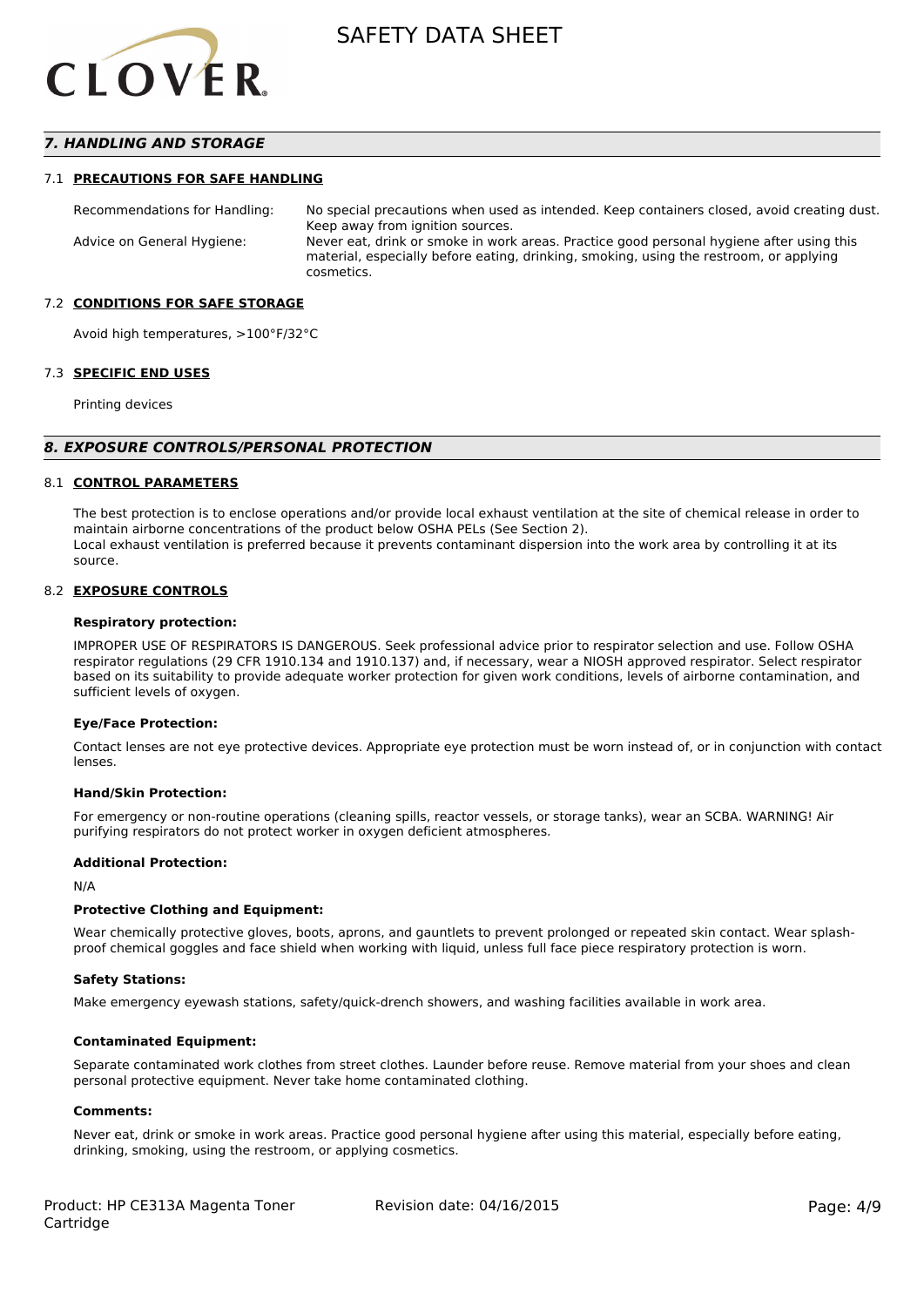## *7. HANDLING AND STORAGE*

### 7.1 PRECAUTIONS FOR SAFE HANDLING

Recommendations for Handling: No special precautions when used as intended. Keep containers closed, avoid creating dust. Keep away from ignition sources.

Advice on General Hygiene: Never eat, drink or smoke in work areas. Practice good personal hygiene after using this material, especially before eating, drinking, smoking, using the restroom, or applying cosmetics.

### 7.2 CONDITIONS FOR SAFE STORAGE

Avoid high temperatures, >100°F/32°C

### 7.3 SPECIFIC END USES

Printing devices

## *8. EXPOSURE CONTROLS/PERSONAL PROTECTION*

### 8.1 CONTROL PARAMETERS

The best protection is to enclose operations and/or provide local exhaust ventilation at the site of chemical release in order to maintain airborne concentrations of the product below OSHA PELs (See Section 2).
Local exhaust ventilation is preferred because it prevents contaminant dispersion into the work area by controlling it at its source.

### 8.2 EXPOSURE CONTROLS

**Respiratory protection:**

IMPROPER USE OF RESPIRATORS IS DANGEROUS. Seek professional advice prior to respirator selection and use. Follow OSHA respirator regulations (29 CFR 1910.134 and 1910.137) and, if necessary, wear a NIOSH approved respirator. Select respirator based on its suitability to provide adequate worker protection for given work conditions, levels of airborne contamination, and sufficient levels of oxygen.

**Eye/Face Protection:**

Contact lenses are not eye protective devices. Appropriate eye protection must be worn instead of, or in conjunction with contact lenses.

**Hand/Skin Protection:**

For emergency or non-routine operations (cleaning spills, reactor vessels, or storage tanks), wear an SCBA. WARNING! Air purifying respirators do not protect worker in oxygen deficient atmospheres.

**Additional Protection:**

N/A

**Protective Clothing and Equipment:**

Wear chemically protective gloves, boots, aprons, and gauntlets to prevent prolonged or repeated skin contact. Wear splash-proof chemical goggles and face shield when working with liquid, unless full face piece respiratory protection is worn.

**Safety Stations:**

Make emergency eyewash stations, safety/quick-drench showers, and washing facilities available in work area.

**Contaminated Equipment:**

Separate contaminated work clothes from street clothes. Launder before reuse. Remove material from your shoes and clean personal protective equipment. Never take home contaminated clothing.

**Comments:**

Never eat, drink or smoke in work areas. Practice good personal hygiene after using this material, especially before eating, drinking, smoking, using the restroom, or applying cosmetics.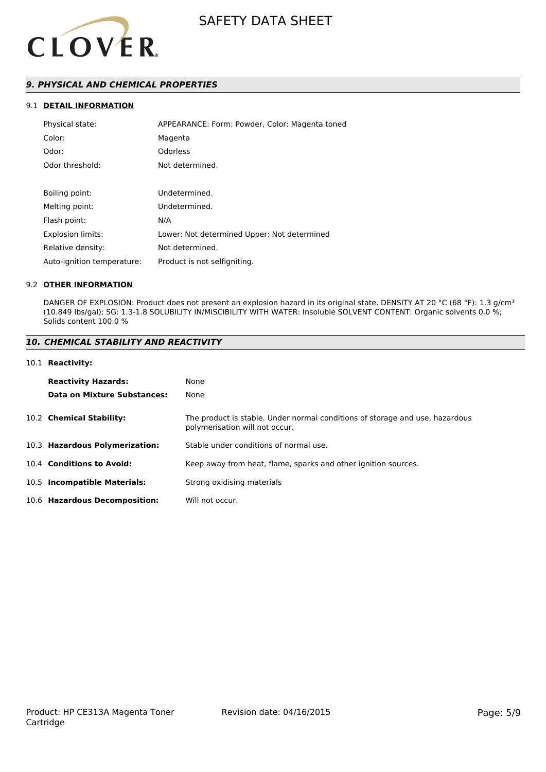## 9. PHYSICAL AND CHEMICAL PROPERTIES

### 9.1 DETAIL INFORMATION

| | |
|---|---|
| Physical state: | APPEARANCE: Form: Powder, Color: Magenta toned |
| Color: | Magenta |
| Odor: | Odorless |
| Odor threshold: | Not determined. |
| Boiling point: | Undetermined. |
| Melting point: | Undetermined. |
| Flash point: | N/A |
| Explosion limits: | Lower: Not determined Upper: Not determined |
| Relative density: | Not determined. |
| Auto-ignition temperature: | Product is not selfigniting. |

### 9.2 OTHER INFORMATION

DANGER OF EXPLOSION: Product does not present an explosion hazard in its original state. DENSITY AT 20 °C (68 °F): 1.3 g/cm³ (10.849 lbs/gal); SG: 1.3-1.8 SOLUBILITY IN/MISCIBILITY WITH WATER: Insoluble SOLVENT CONTENT: Organic solvents 0.0 %; Solids content 100.0 %

## 10. CHEMICAL STABILITY AND REACTIVITY

### 10.1 Reactivity:

| | |
|---|---|
| **Reactivity Hazards:** | None |
| **Data on Mixture Substances:** | None |

| | |
|---|---|
| 10.2 **Chemical Stability:** | The product is stable. Under normal conditions of storage and use, hazardous polymerisation will not occur. |
| 10.3 **Hazardous Polymerization:** | Stable under conditions of normal use. |
| 10.4 **Conditions to Avoid:** | Keep away from heat, flame, sparks and other ignition sources. |
| 10.5 **Incompatible Materials:** | Strong oxidising materials |
| 10.6 **Hazardous Decomposition:** | Will not occur. |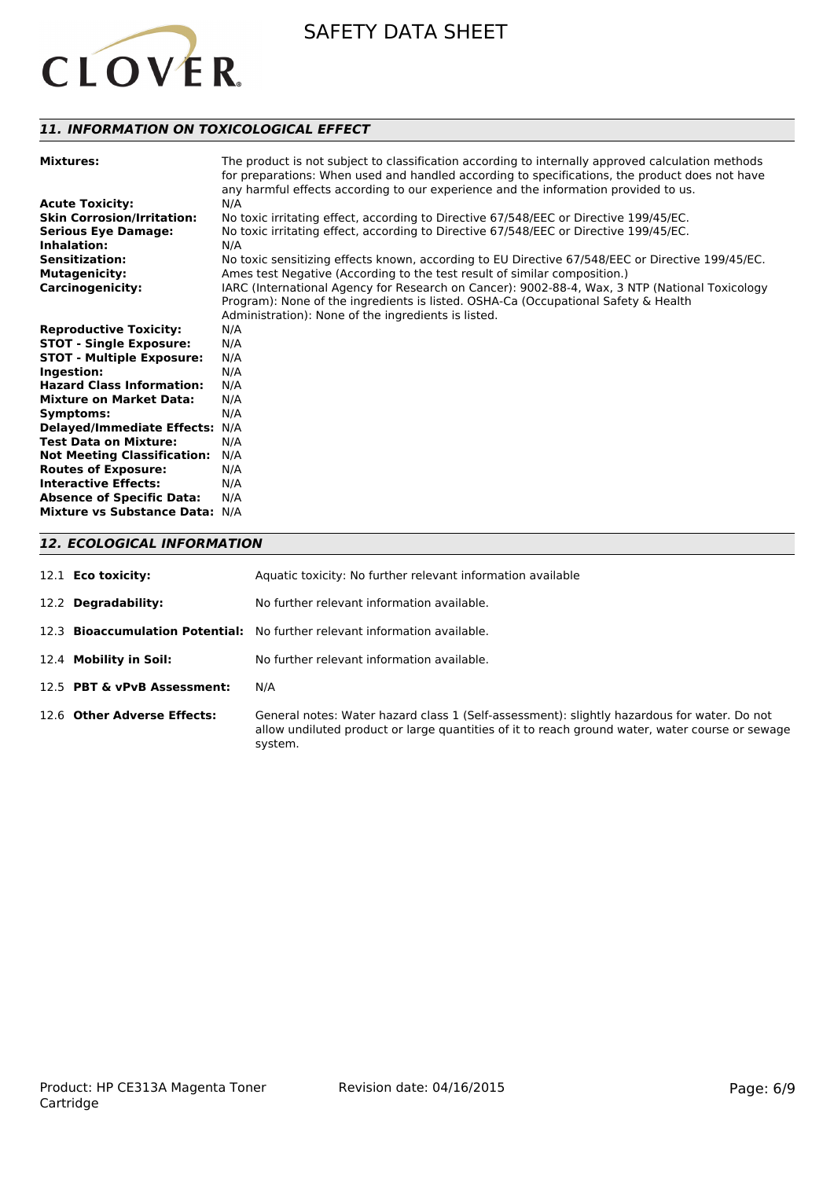## *11. INFORMATION ON TOXICOLOGICAL EFFECT*

**Mixtures:** The product is not subject to classification according to internally approved calculation methods for preparations: When used and handled according to specifications, the product does not have any harmful effects according to our experience and the information provided to us.

**Acute Toxicity:** N/A

**Skin Corrosion/Irritation:** No toxic irritating effect, according to Directive 67/548/EEC or Directive 199/45/EC.

**Serious Eye Damage:** No toxic irritating effect, according to Directive 67/548/EEC or Directive 199/45/EC.

**Inhalation:** N/A

**Sensitization:** No toxic sensitizing effects known, according to EU Directive 67/548/EEC or Directive 199/45/EC.

**Mutagenicity:** Ames test Negative (According to the test result of similar composition.)

**Carcinogenicity:** IARC (International Agency for Research on Cancer): 9002-88-4, Wax, 3 NTP (National Toxicology Program): None of the ingredients is listed. OSHA-Ca (Occupational Safety & Health Administration): None of the ingredients is listed.

**Reproductive Toxicity:** N/A

**STOT - Single Exposure:** N/A

**STOT - Multiple Exposure:** N/A

**Ingestion:** N/A

**Hazard Class Information:** N/A

**Mixture on Market Data:** N/A

**Symptoms:** N/A

**Delayed/Immediate Effects:** N/A

**Test Data on Mixture:** N/A

**Not Meeting Classification:** N/A

**Routes of Exposure:** N/A

**Interactive Effects:** N/A

**Absence of Specific Data:** N/A

**Mixture vs Substance Data:** N/A

## *12. ECOLOGICAL INFORMATION*

12.1 **Eco toxicity:** Aquatic toxicity: No further relevant information available

12.2 **Degradability:** No further relevant information available.

12.3 **Bioaccumulation Potential:** No further relevant information available.

12.4 **Mobility in Soil:** No further relevant information available.

12.5 **PBT & vPvB Assessment:** N/A

12.6 **Other Adverse Effects:** General notes: Water hazard class 1 (Self-assessment): slightly hazardous for water. Do not allow undiluted product or large quantities of it to reach ground water, water course or sewage system.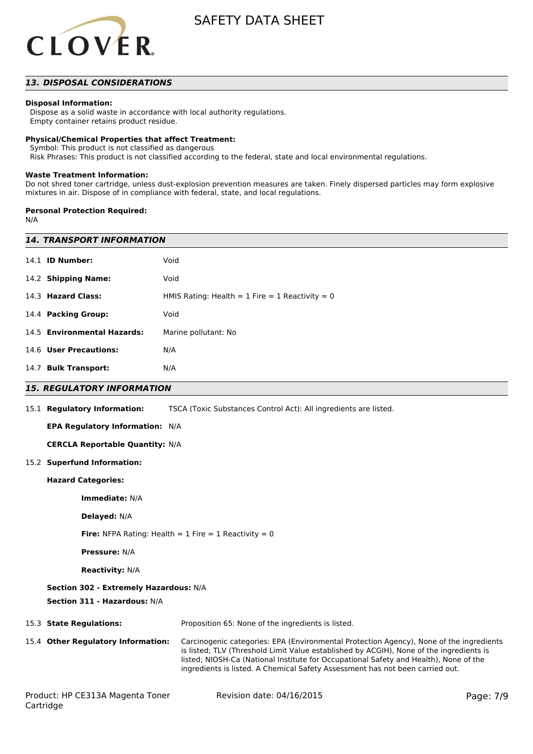## 13. DISPOSAL CONSIDERATIONS

**Disposal Information:**
Dispose as a solid waste in accordance with local authority regulations.
Empty container retains product residue.

**Physical/Chemical Properties that affect Treatment:**
Symbol: This product is not classified as dangerous
Risk Phrases: This product is not classified according to the federal, state and local environmental regulations.

**Waste Treatment Information:**
Do not shred toner cartridge, unless dust-explosion prevention measures are taken. Finely dispersed particles may form explosive mixtures in air. Dispose of in compliance with federal, state, and local regulations.

**Personal Protection Required:**
N/A

## 14. TRANSPORT INFORMATION

| | |
|---|---|
| 14.1 **ID Number:** | Void |
| 14.2 **Shipping Name:** | Void |
| 14.3 **Hazard Class:** | HMIS Rating: Health = 1 Fire = 1 Reactivity = 0 |
| 14.4 **Packing Group:** | Void |
| 14.5 **Environmental Hazards:** | Marine pollutant: No |
| 14.6 **User Precautions:** | N/A |
| 14.7 **Bulk Transport:** | N/A |

## 15. REGULATORY INFORMATION

15.1 **Regulatory Information:** TSCA (Toxic Substances Control Act): All ingredients are listed.

**EPA Regulatory Information:** N/A

**CERCLA Reportable Quantity:** N/A

15.2 **Superfund Information:**

**Hazard Categories:**

**Immediate:** N/A

**Delayed:** N/A

**Fire:** NFPA Rating: Health = 1 Fire = 1 Reactivity = 0

**Pressure:** N/A

**Reactivity:** N/A

**Section 302 - Extremely Hazardous:** N/A

**Section 311 - Hazardous:** N/A

15.3 **State Regulations:** Proposition 65: None of the ingredients is listed.

15.4 **Other Regulatory Information:** Carcinogenic categories: EPA (Environmental Protection Agency), None of the ingredients is listed; TLV (Threshold Limit Value established by ACGIH), None of the ingredients is listed; NIOSH-Ca (National Institute for Occupational Safety and Health), None of the ingredients is listed. A Chemical Safety Assessment has not been carried out.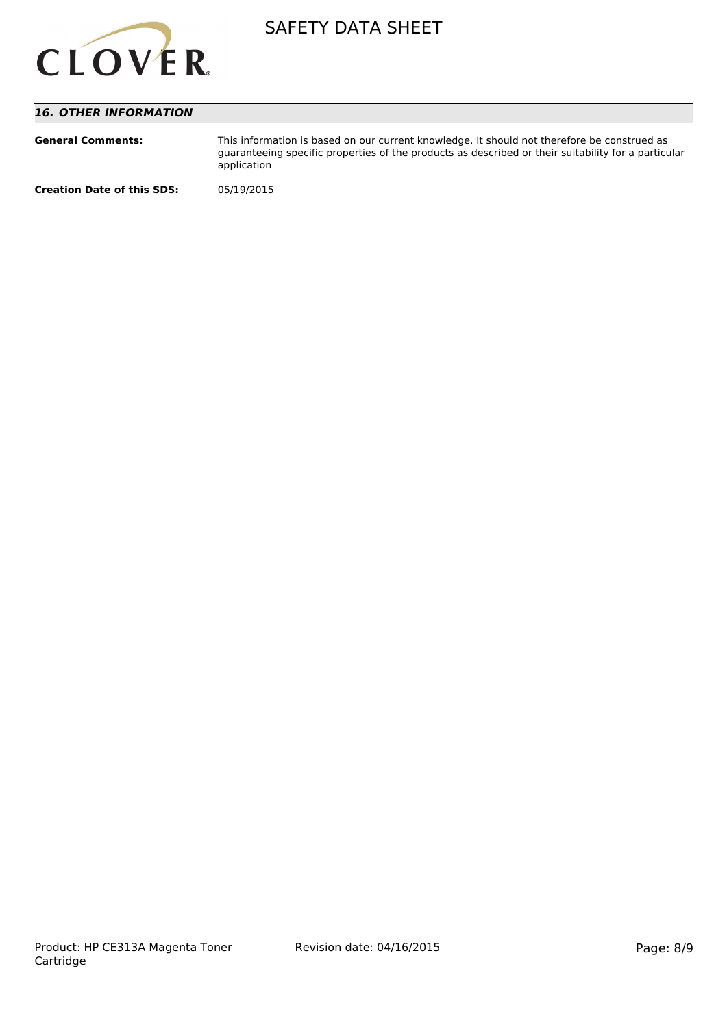## *16. OTHER INFORMATION*

**General Comments:** This information is based on our current knowledge. It should not therefore be construed as guaranteeing specific properties of the products as described or their suitability for a particular application

**Creation Date of this SDS:** 05/19/2015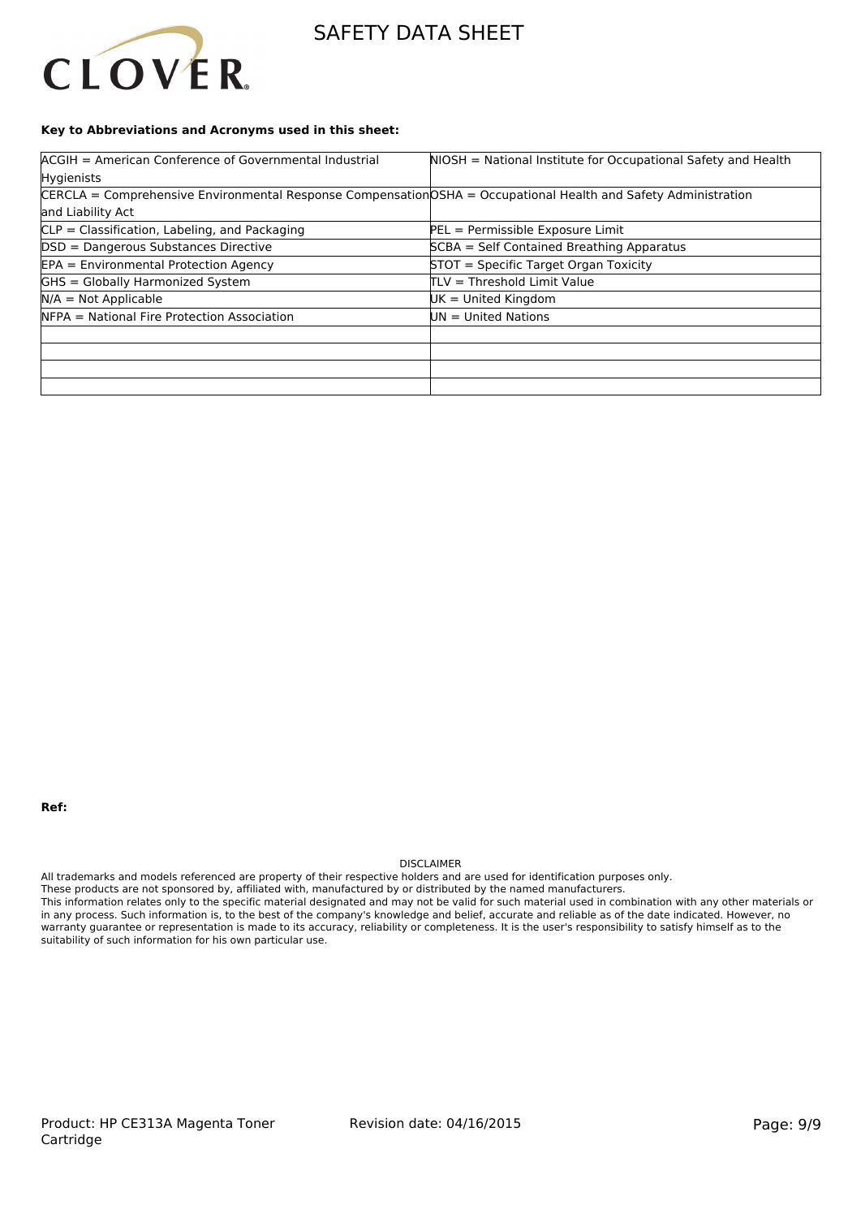**Key to Abbreviations and Acronyms used in this sheet:**

| | |
|---|---|
| ACGIH = American Conference of Governmental Industrial Hygienists | NIOSH = National Institute for Occupational Safety and Health |
| CERCLA = Comprehensive Environmental Response Compensation and Liability Act | OSHA = Occupational Health and Safety Administration |
| CLP = Classification, Labeling, and Packaging | PEL = Permissible Exposure Limit |
| DSD = Dangerous Substances Directive | SCBA = Self Contained Breathing Apparatus |
| EPA = Environmental Protection Agency | STOT = Specific Target Organ Toxicity |
| GHS = Globally Harmonized System | TLV = Threshold Limit Value |
| N/A = Not Applicable | UK = United Kingdom |
| NFPA = National Fire Protection Association | UN = United Nations |
| | |
| | |
| | |
| | |

**Ref:**

DISCLAIMER

All trademarks and models referenced are property of their respective holders and are used for identification purposes only.
These products are not sponsored by, affiliated with, manufactured by or distributed by the named manufacturers.
This information relates only to the specific material designated and may not be valid for such material used in combination with any other materials or in any process. Such information is, to the best of the company's knowledge and belief, accurate and reliable as of the date indicated. However, no warranty guarantee or representation is made to its accuracy, reliability or completeness. It is the user's responsibility to satisfy himself as to the suitability of such information for his own particular use.